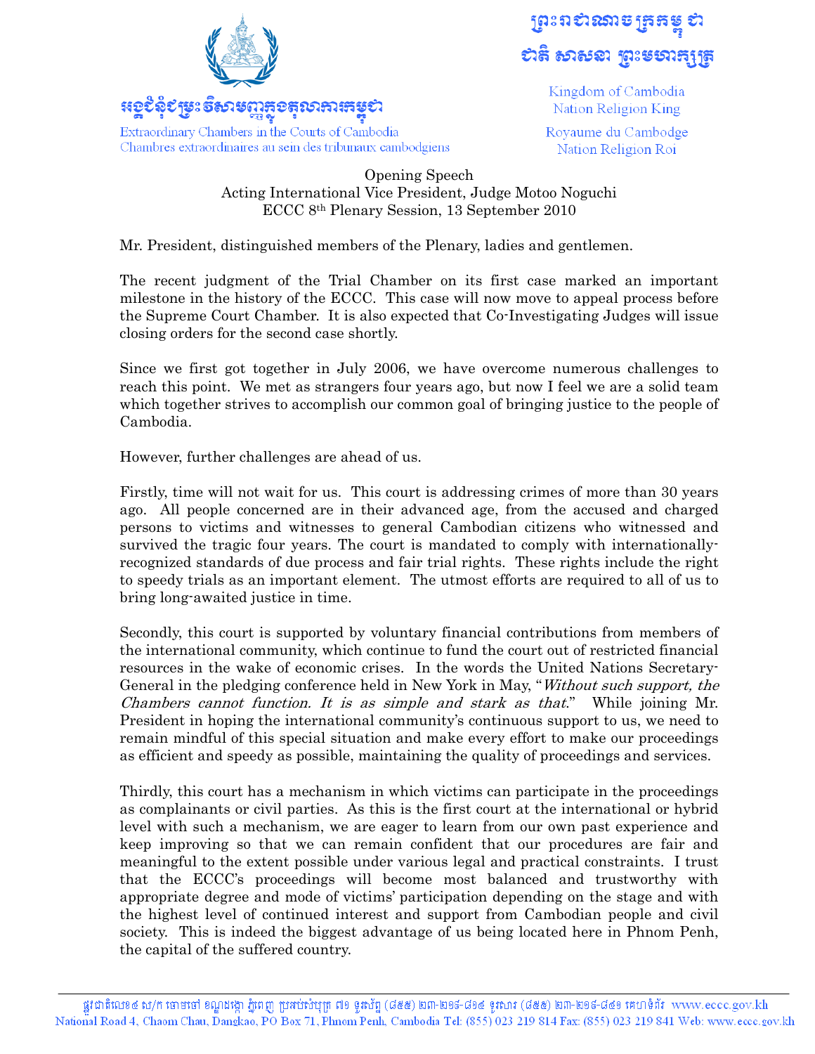អង្គជំនុំជម្រះវិសាមញ្ញក្នុងតុលាការកម្ពុជា

Extraordinary Chambers in the Courts of Cambodia
Chambres extraordinaires au sein des tribunaux cambodgiens

ព្រះរាជាណាចក្រកម្ពុជា
ជាតិ សាសនា ព្រះមហាក្សត្រ

Kingdom of Cambodia
Nation Religion King

Royaume du Cambodge
Nation Religion Roi

Opening Speech
Acting International Vice President, Judge Motoo Noguchi
ECCC 8th Plenary Session, 13 September 2010

Mr. President, distinguished members of the Plenary, ladies and gentlemen.

The recent judgment of the Trial Chamber on its first case marked an important milestone in the history of the ECCC. This case will now move to appeal process before the Supreme Court Chamber. It is also expected that Co-Investigating Judges will issue closing orders for the second case shortly.

Since we first got together in July 2006, we have overcome numerous challenges to reach this point. We met as strangers four years ago, but now I feel we are a solid team which together strives to accomplish our common goal of bringing justice to the people of Cambodia.

However, further challenges are ahead of us.

Firstly, time will not wait for us. This court is addressing crimes of more than 30 years ago. All people concerned are in their advanced age, from the accused and charged persons to victims and witnesses to general Cambodian citizens who witnessed and survived the tragic four years. The court is mandated to comply with internationally-recognized standards of due process and fair trial rights. These rights include the right to speedy trials as an important element. The utmost efforts are required to all of us to bring long-awaited justice in time.

Secondly, this court is supported by voluntary financial contributions from members of the international community, which continue to fund the court out of restricted financial resources in the wake of economic crises. In the words the United Nations Secretary-General in the pledging conference held in New York in May, "*Without such support, the Chambers cannot function. It is as simple and stark as that*." While joining Mr. President in hoping the international community's continuous support to us, we need to remain mindful of this special situation and make every effort to make our proceedings as efficient and speedy as possible, maintaining the quality of proceedings and services.

Thirdly, this court has a mechanism in which victims can participate in the proceedings as complainants or civil parties. As this is the first court at the international or hybrid level with such a mechanism, we are eager to learn from our own past experience and keep improving so that we can remain confident that our procedures are fair and meaningful to the extent possible under various legal and practical constraints. I trust that the ECCC's proceedings will become most balanced and trustworthy with appropriate degree and mode of victims' participation depending on the stage and with the highest level of continued interest and support from Cambodian people and civil society. This is indeed the biggest advantage of us being located here in Phnom Penh, the capital of the suffered country.

ផ្លូវជាតិលេខ៤ ស/ក ចោមចៅ ខណ្ឌដង្កោ ភ្នំពេញ ប្រអប់សំបុត្រ ៧១ ទូរស័ព្ទ (៨៥៥) ២៣-២១៩-៨១៤ ទូរសារ (៨៥៥) ២៣-២១៩-៨៤១ គេហទំព័រ www.eccc.gov.kh
National Road 4, Chaom Chau, Dangkao, PO Box 71, Phnom Penh, Cambodia Tel: (855) 023 219 814 Fax: (855) 023 219 841 Web: www.eccc.gov.kh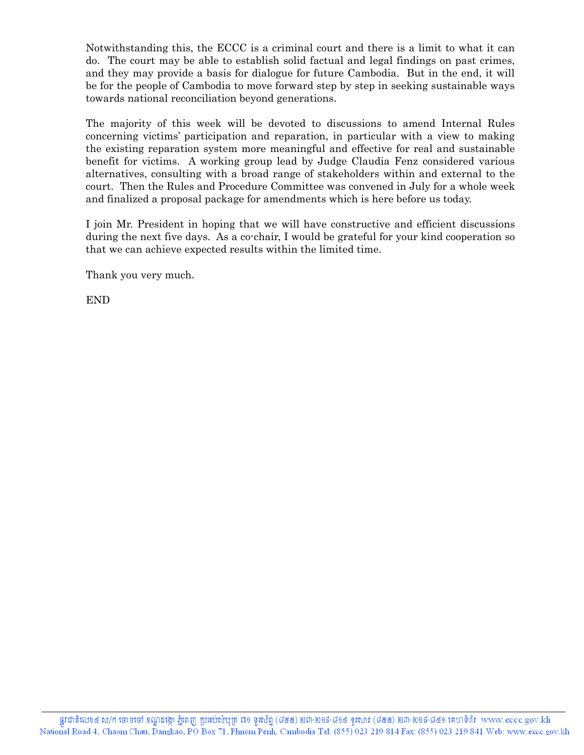Notwithstanding this, the ECCC is a criminal court and there is a limit to what it can do. The court may be able to establish solid factual and legal findings on past crimes, and they may provide a basis for dialogue for future Cambodia. But in the end, it will be for the people of Cambodia to move forward step by step in seeking sustainable ways towards national reconciliation beyond generations.

The majority of this week will be devoted to discussions to amend Internal Rules concerning victims' participation and reparation, in particular with a view to making the existing reparation system more meaningful and effective for real and sustainable benefit for victims. A working group lead by Judge Claudia Fenz considered various alternatives, consulting with a broad range of stakeholders within and external to the court. Then the Rules and Procedure Committee was convened in July for a whole week and finalized a proposal package for amendments which is here before us today.

I join Mr. President in hoping that we will have constructive and efficient discussions during the next five days. As a co-chair, I would be grateful for your kind cooperation so that we can achieve expected results within the limited time.

Thank you very much.

END